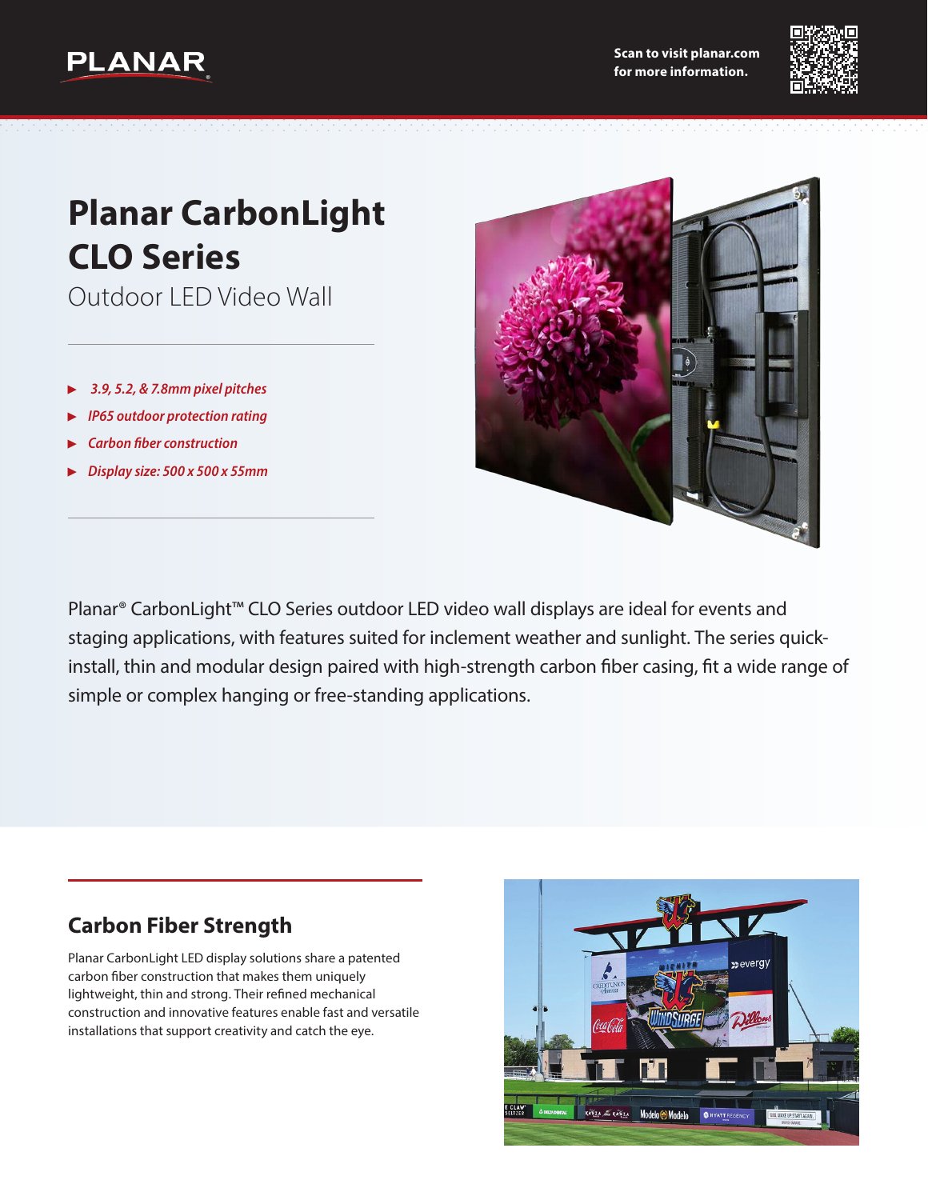PLANAR

Scan to visit planar.com for more information.

# Planar CarbonLight CLO Series

## Outdoor LED Video Wall

- *3.9, 5.2, & 7.8mm pixel pitches*
- *IP65 outdoor protection rating*
- *Carbon fiber construction*
- *Display size: 500 x 500 x 55mm*

Planar® CarbonLight™ CLO Series outdoor LED video wall displays are ideal for events and staging applications, with features suited for inclement weather and sunlight. The series quick-install, thin and modular design paired with high-strength carbon fiber casing, fit a wide range of simple or complex hanging or free-standing applications.

## Carbon Fiber Strength

Planar CarbonLight LED display solutions share a patented carbon fiber construction that makes them uniquely lightweight, thin and strong. Their refined mechanical construction and innovative features enable fast and versatile installations that support creativity and catch the eye.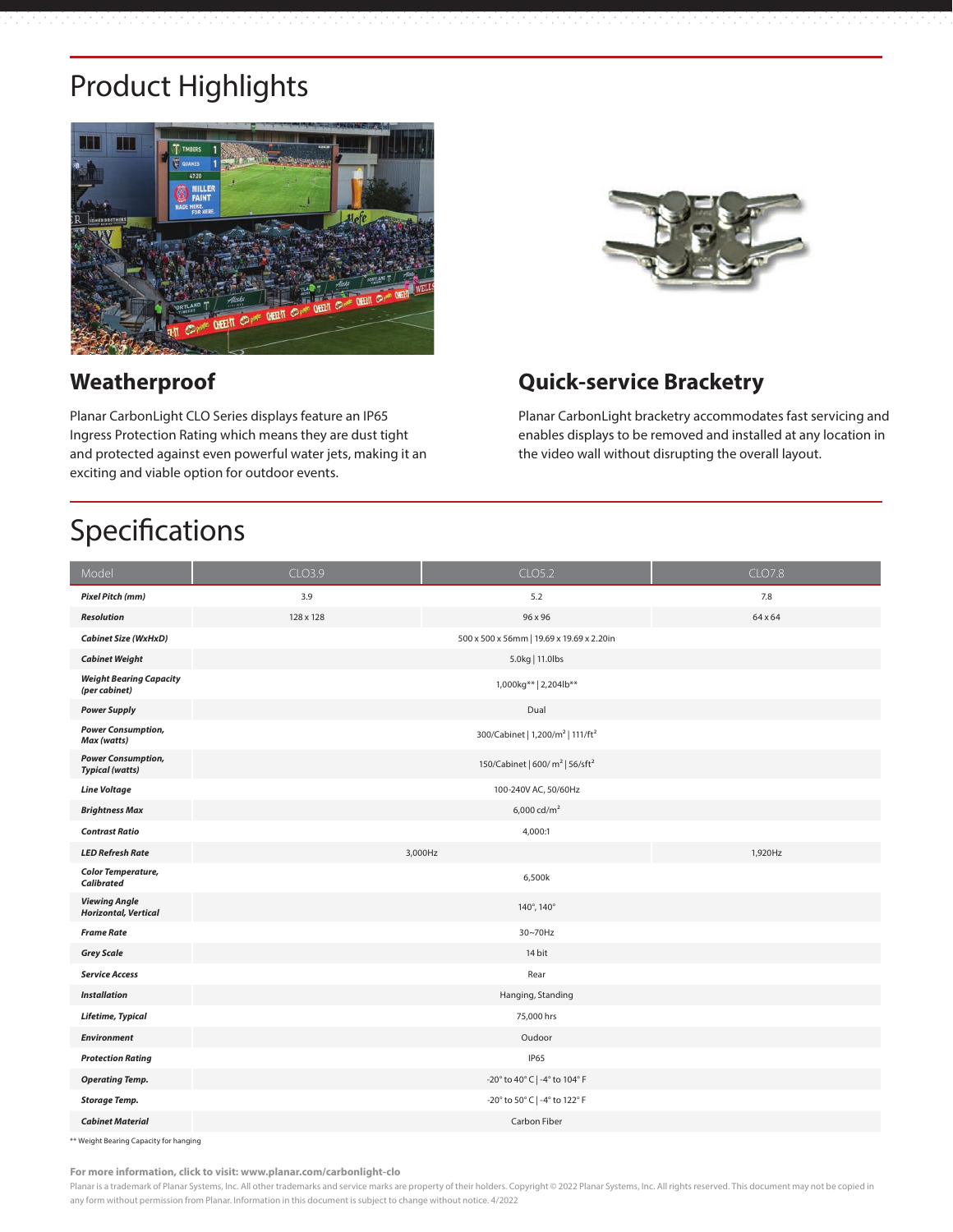# Product Highlights

## Weatherproof

Planar CarbonLight CLO Series displays feature an IP65 Ingress Protection Rating which means they are dust tight and protected against even powerful water jets, making it an exciting and viable option for outdoor events.

## Quick-service Bracketry

Planar CarbonLight bracketry accommodates fast servicing and enables displays to be removed and installed at any location in the video wall without disrupting the overall layout.

# Specifications

| Model | CLO3.9 | CLO5.2 | CLO7.8 |
|---|---|---|---|
| ***Pixel Pitch (mm)*** | 3.9 | 5.2 | 7.8 |
| ***Resolution*** | 128 x 128 | 96 x 96 | 64 x 64 |
| ***Cabinet Size (WxHxD)*** | | 500 x 500 x 56mm \| 19.69 x 19.69 x 2.20in | |
| ***Cabinet Weight*** | | 5.0kg \| 11.0lbs | |
| ***Weight Bearing Capacity (per cabinet)*** | | 1,000kg** \| 2,204lb** | |
| ***Power Supply*** | | Dual | |
| ***Power Consumption, Max (watts)*** | | 300/Cabinet \| 1,200/m² \| 111/ft² | |
| ***Power Consumption, Typical (watts)*** | | 150/Cabinet \| 600/ m² \| 56/sft² | |
| ***Line Voltage*** | | 100-240V AC, 50/60Hz | |
| ***Brightness Max*** | | 6,000 cd/m² | |
| ***Contrast Ratio*** | | 4,000:1 | |
| ***LED Refresh Rate*** | 3,000Hz | 3,000Hz | 1,920Hz |
| ***Color Temperature, Calibrated*** | | 6,500k | |
| ***Viewing Angle Horizontal, Vertical*** | | 140°, 140° | |
| ***Frame Rate*** | | 30~70Hz | |
| ***Grey Scale*** | | 14 bit | |
| ***Service Access*** | | Rear | |
| ***Installation*** | | Hanging, Standing | |
| ***Lifetime, Typical*** | | 75,000 hrs | |
| ***Environment*** | | Oudoor | |
| ***Protection Rating*** | | IP65 | |
| ***Operating Temp.*** | | -20° to 40° C \| -4° to 104° F | |
| ***Storage Temp.*** | | -20° to 50° C \| -4° to 122° F | |
| ***Cabinet Material*** | | Carbon Fiber | |

** Weight Bearing Capacity for hanging

**For more information, click to visit: www.planar.com/carbonlight-clo**

Planar is a trademark of Planar Systems, Inc. All other trademarks and service marks are property of their holders. Copyright © 2022 Planar Systems, Inc. All rights reserved. This document may not be copied in any form without permission from Planar. Information in this document is subject to change without notice. 4/2022